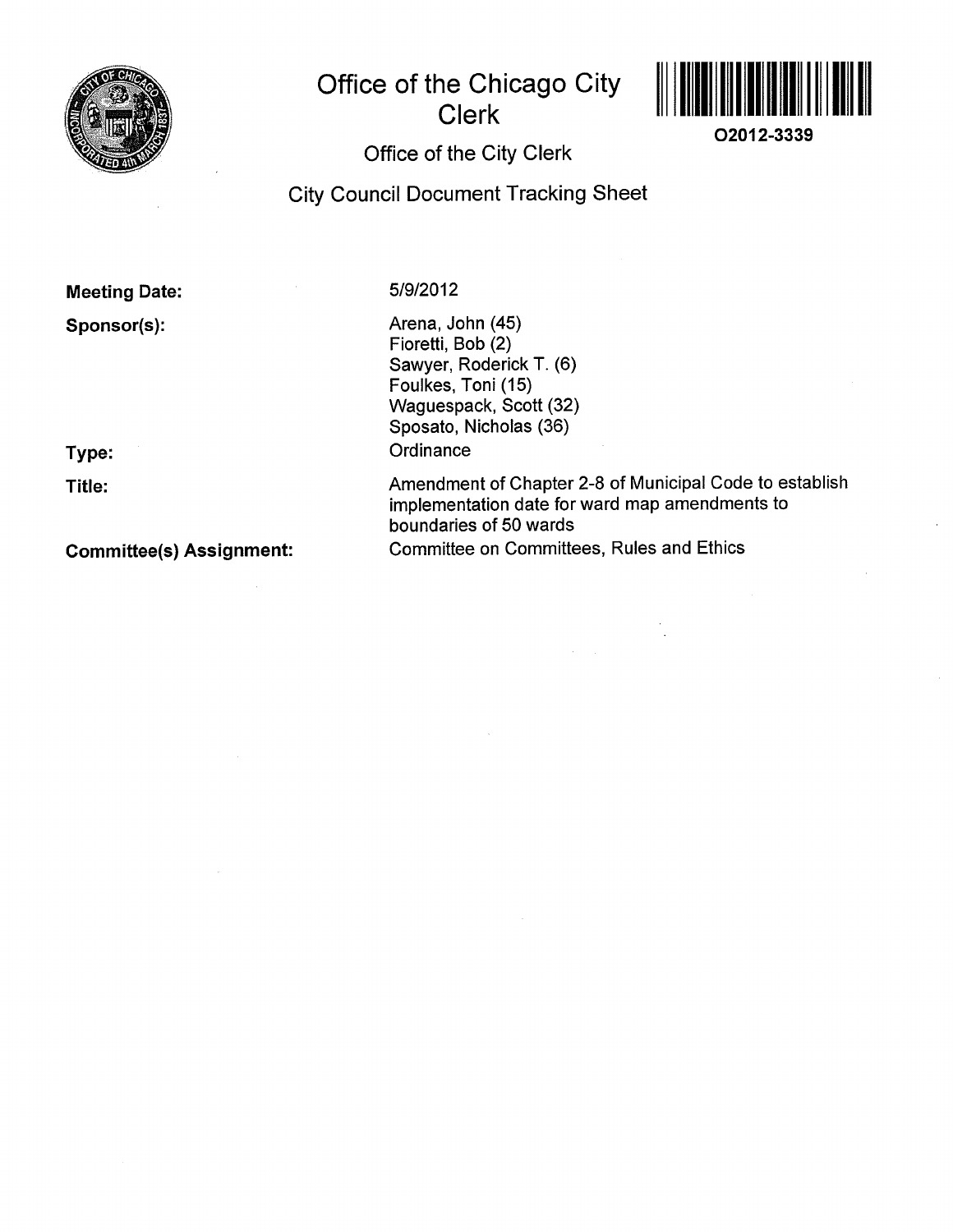# Office of the Chicago City Clerk

O2012-3339

## Office of the City Clerk

## City Council Document Tracking Sheet

**Meeting Date:** 5/9/2012

**Sponsor(s):**
Arena, John (45)
Fioretti, Bob (2)
Sawyer, Roderick T. (6)
Foulkes, Toni (15)
Waguespack, Scott (32)
Sposato, Nicholas (36)

**Type:** Ordinance

**Title:** Amendment of Chapter 2-8 of Municipal Code to establish implementation date for ward map amendments to boundaries of 50 wards

**Committee(s) Assignment:** Committee on Committees, Rules and Ethics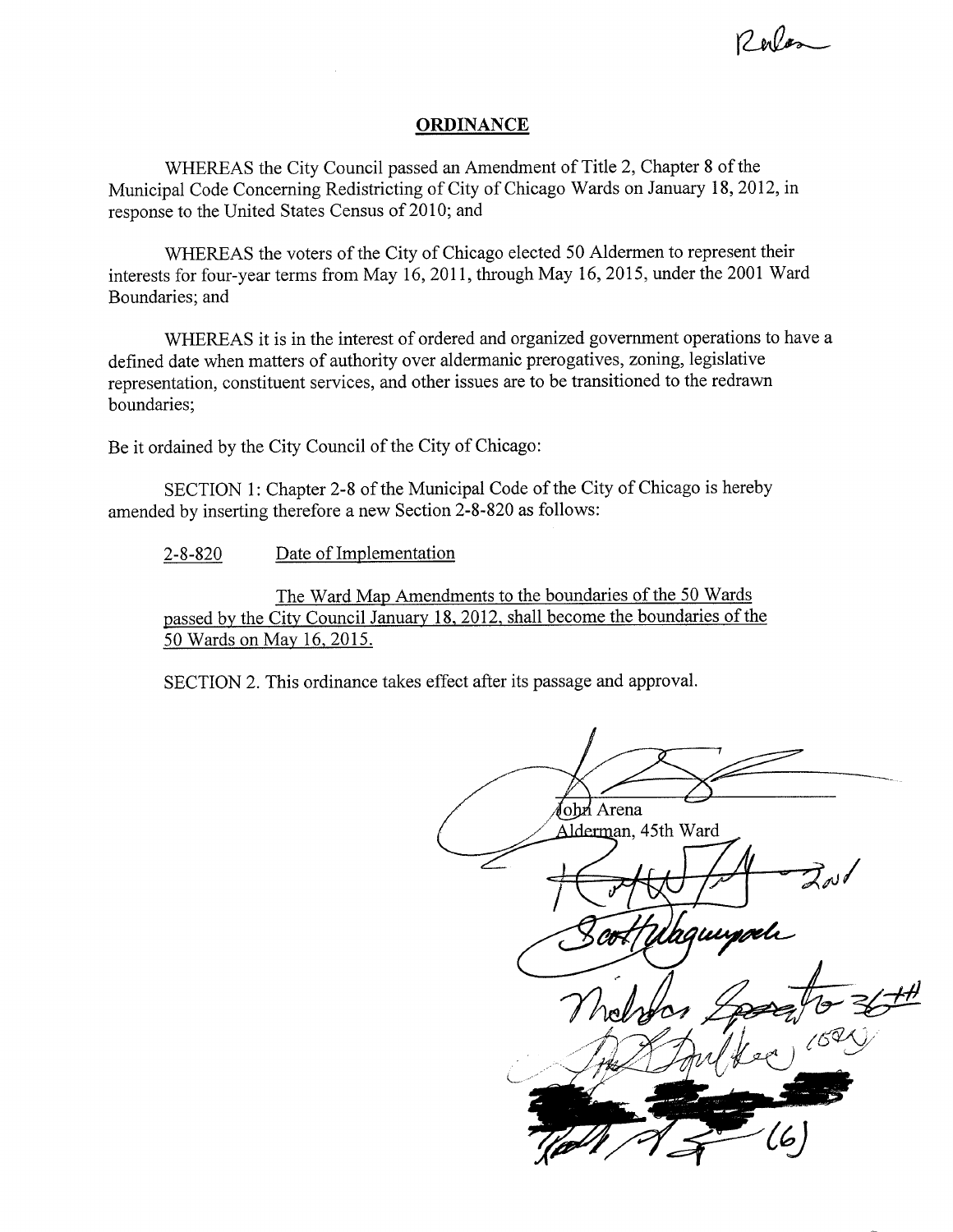# ORDINANCE

WHEREAS the City Council passed an Amendment of Title 2, Chapter 8 of the Municipal Code Concerning Redistricting of City of Chicago Wards on January 18, 2012, in response to the United States Census of 2010; and

WHEREAS the voters of the City of Chicago elected 50 Aldermen to represent their interests for four-year terms from May 16, 2011, through May 16, 2015, under the 2001 Ward Boundaries; and

WHEREAS it is in the interest of ordered and organized government operations to have a defined date when matters of authority over aldermanic prerogatives, zoning, legislative representation, constituent services, and other issues are to be transitioned to the redrawn boundaries;

Be it ordained by the City Council of the City of Chicago:

SECTION 1: Chapter 2-8 of the Municipal Code of the City of Chicago is hereby amended by inserting therefore a new Section 2-8-820 as follows:

<u>2-8-820</u> <u>Date of Implementation</u>

<u>The Ward Map Amendments to the boundaries of the 50 Wards passed by the City Council January 18, 2012, shall become the boundaries of the 50 Wards on May 16, 2015.</u>

SECTION 2. This ordinance takes effect after its passage and approval.

John Arena
Alderman, 45th Ward